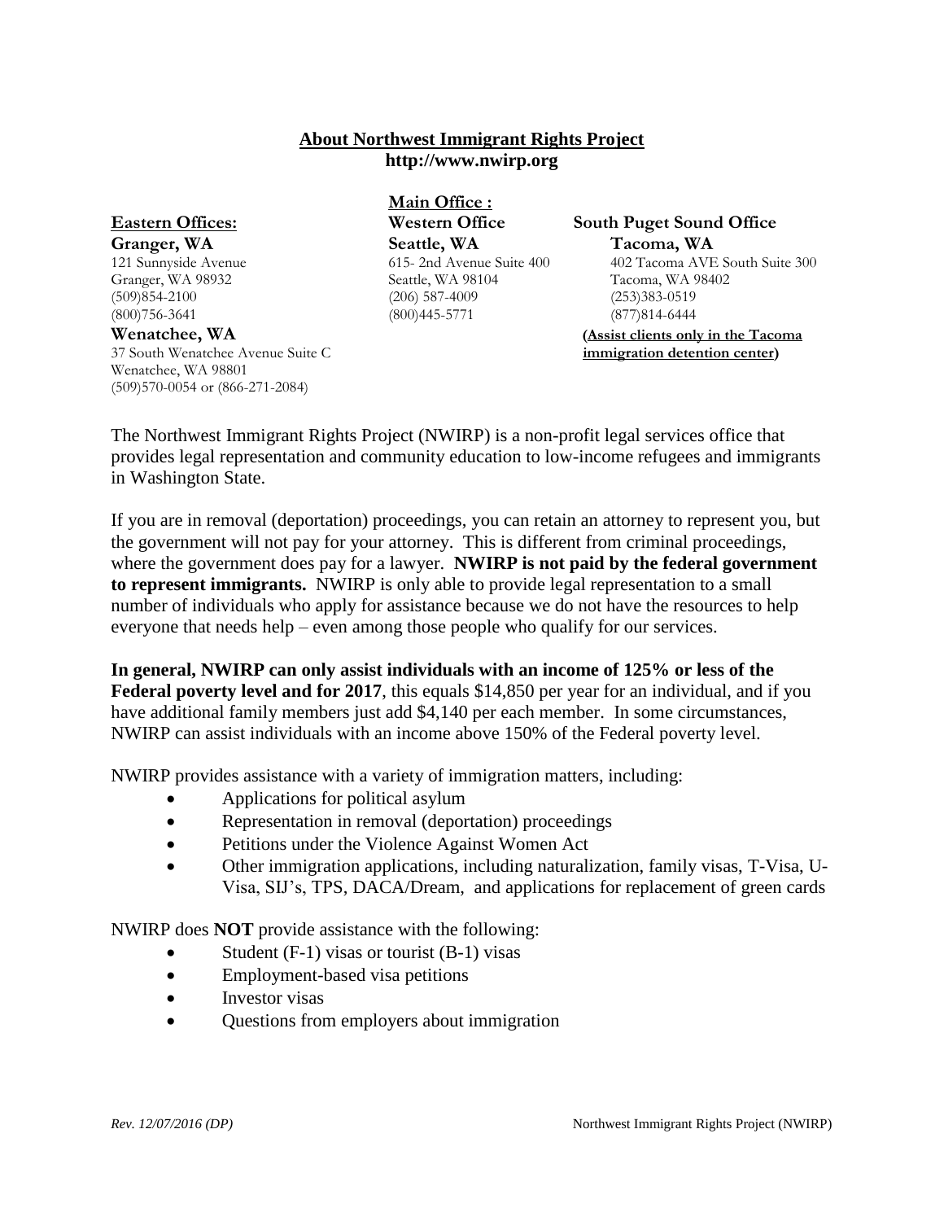# About Northwest Immigrant Rights Project

**http://www.nwirp.org**

**Eastern Offices:**

**Granger, WA**
121 Sunnyside Avenue
Granger, WA 98932
(509)854-2100
(800)756-3641

**Wenatchee, WA**
37 South Wenatchee Avenue Suite C
Wenatchee, WA 98801
(509)570-0054 or (866-271-2084)

**Main Office :**
**Western Office**

**Seattle, WA**
615- 2nd Avenue Suite 400
Seattle, WA 98104
(206) 587-4009
(800)445-5771

**South Puget Sound Office**

**Tacoma, WA**
402 Tacoma AVE South Suite 300
Tacoma, WA 98402
(253)383-0519
(877)814-6444

**(Assist clients only in the Tacoma immigration detention center)**

The Northwest Immigrant Rights Project (NWIRP) is a non-profit legal services office that provides legal representation and community education to low-income refugees and immigrants in Washington State.

If you are in removal (deportation) proceedings, you can retain an attorney to represent you, but the government will not pay for your attorney. This is different from criminal proceedings, where the government does pay for a lawyer. **NWIRP is not paid by the federal government to represent immigrants.** NWIRP is only able to provide legal representation to a small number of individuals who apply for assistance because we do not have the resources to help everyone that needs help – even among those people who qualify for our services.

**In general, NWIRP can only assist individuals with an income of 125% or less of the Federal poverty level and for 2017**, this equals $14,850 per year for an individual, and if you have additional family members just add $4,140 per each member. In some circumstances, NWIRP can assist individuals with an income above 150% of the Federal poverty level.

NWIRP provides assistance with a variety of immigration matters, including:

- Applications for political asylum
- Representation in removal (deportation) proceedings
- Petitions under the Violence Against Women Act
- Other immigration applications, including naturalization, family visas, T-Visa, U-Visa, SIJ's, TPS, DACA/Dream, and applications for replacement of green cards

NWIRP does **NOT** provide assistance with the following:

- Student (F-1) visas or tourist (B-1) visas
- Employment-based visa petitions
- Investor visas
- Questions from employers about immigration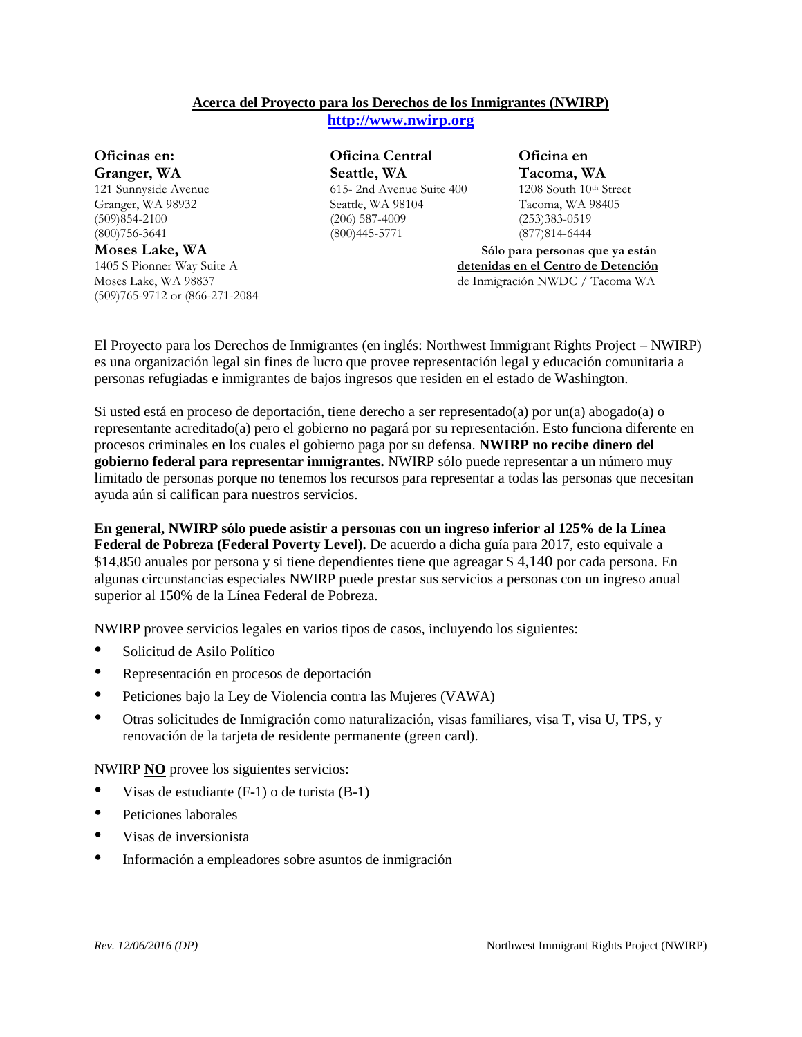**Acerca del Proyecto para los Derechos de los Inmigrantes (NWIRP)**
**http://www.nwirp.org**

**Oficinas en:**
**Granger, WA**
121 Sunnyside Avenue
Granger, WA 98932
(509)854-2100
(800)756-3641

**Moses Lake, WA**
1405 S Pionner Way Suite A
Moses Lake, WA 98837
(509)765-9712 or (866-271-2084

**Oficina Central**
**Seattle, WA**
615- 2nd Avenue Suite 400
Seattle, WA 98104
(206) 587-4009
(800)445-5771

**Oficina en**
**Tacoma, WA**
1208 South 10th Street
Tacoma, WA 98405
(253)383-0519
(877)814-6444

**Sólo para personas que ya están detenidas en el Centro de Detención** de Inmigración NWDC / Tacoma WA

El Proyecto para los Derechos de Inmigrantes (en inglés: Northwest Immigrant Rights Project – NWIRP) es una organización legal sin fines de lucro que provee representación legal y educación comunitaria a personas refugiadas e inmigrantes de bajos ingresos que residen en el estado de Washington.

Si usted está en proceso de deportación, tiene derecho a ser representado(a) por un(a) abogado(a) o representante acreditado(a) pero el gobierno no pagará por su representación. Esto funciona diferente en procesos criminales en los cuales el gobierno paga por su defensa. **NWIRP no recibe dinero del gobierno federal para representar inmigrantes.** NWIRP sólo puede representar a un número muy limitado de personas porque no tenemos los recursos para representar a todas las personas que necesitan ayuda aún si califican para nuestros servicios.

**En general, NWIRP sólo puede asistir a personas con un ingreso inferior al 125% de la Línea Federal de Pobreza (Federal Poverty Level).** De acuerdo a dicha guía para 2017, esto equivale a $14,850 anuales por persona y si tiene dependientes tiene que agreagar $ 4,140 por cada persona. En algunas circunstancias especiales NWIRP puede prestar sus servicios a personas con un ingreso anual superior al 150% de la Línea Federal de Pobreza.

NWIRP provee servicios legales en varios tipos de casos, incluyendo los siguientes:

- Solicitud de Asilo Político
- Representación en procesos de deportación
- Peticiones bajo la Ley de Violencia contra las Mujeres (VAWA)
- Otras solicitudes de Inmigración como naturalización, visas familiares, visa T, visa U, TPS, y renovación de la tarjeta de residente permanente (green card).

NWIRP **NO** provee los siguientes servicios:

- Visas de estudiante (F-1) o de turista (B-1)
- Peticiones laborales
- Visas de inversionista
- Información a empleadores sobre asuntos de inmigración

*Rev. 12/06/2016 (DP)*